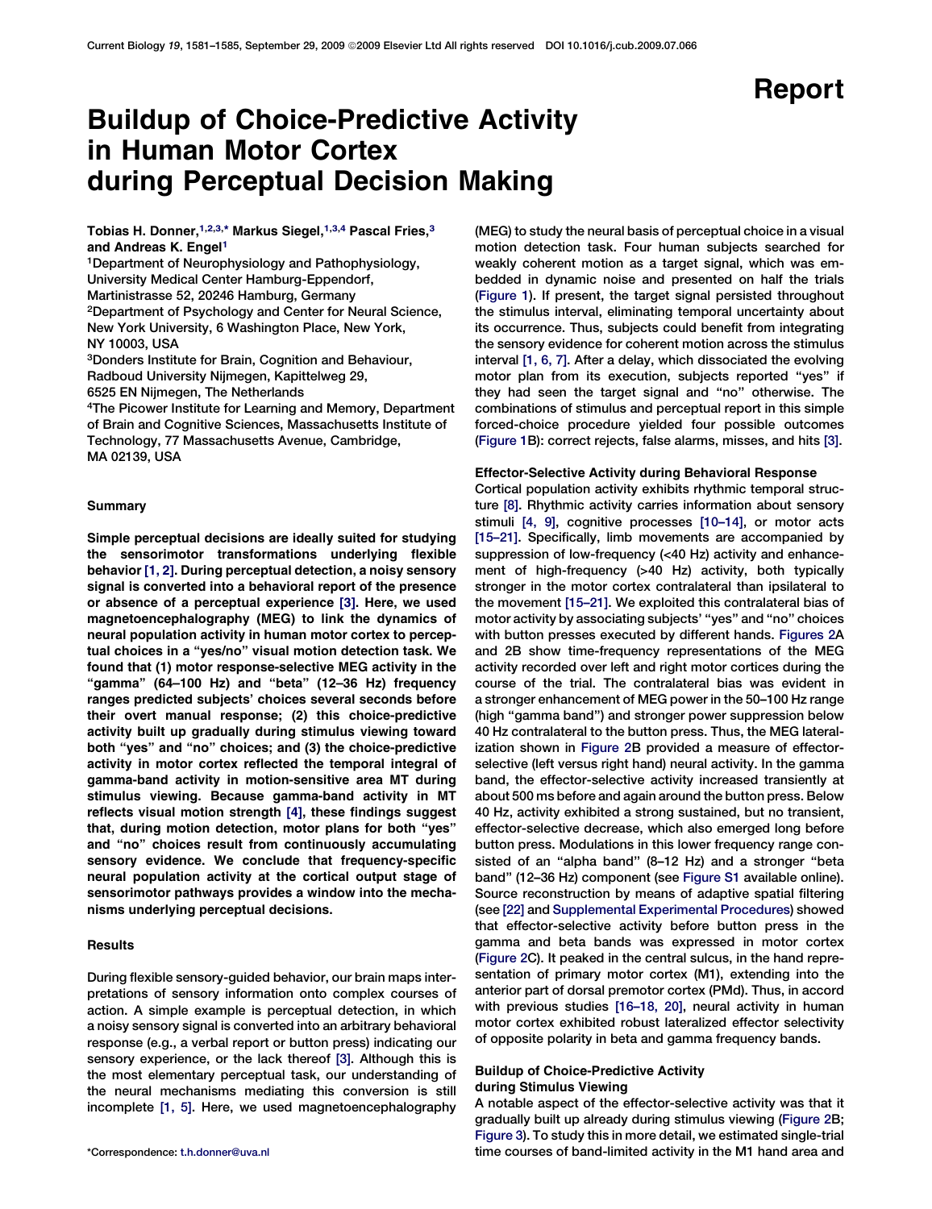Report

# Buildup of Choice-Predictive Activity in Human Motor Cortex during Perceptual Decision Making

**Tobias H. Donner,[1,2,3,*] Markus Siegel,[1,3,4] Pascal Fries,[3] and Andreas K. Engel[1]**

[1]Department of Neurophysiology and Pathophysiology, University Medical Center Hamburg-Eppendorf, Martinistrasse 52, 20246 Hamburg, Germany
[2]Department of Psychology and Center for Neural Science, New York University, 6 Washington Place, New York, NY 10003, USA
[3]Donders Institute for Brain, Cognition and Behaviour, Radboud University Nijmegen, Kapittelweg 29, 6525 EN Nijmegen, The Netherlands
[4]The Picower Institute for Learning and Memory, Department of Brain and Cognitive Sciences, Massachusetts Institute of Technology, 77 Massachusetts Avenue, Cambridge, MA 02139, USA

## Summary

**Simple perceptual decisions are ideally suited for studying the sensorimotor transformations underlying flexible behavior [1, 2]. During perceptual detection, a noisy sensory signal is converted into a behavioral report of the presence or absence of a perceptual experience [3]. Here, we used magnetoencephalography (MEG) to link the dynamics of neural population activity in human motor cortex to perceptual choices in a "yes/no" visual motion detection task. We found that (1) motor response-selective MEG activity in the "gamma" (64–100 Hz) and "beta" (12–36 Hz) frequency ranges predicted subjects' choices several seconds before their overt manual response; (2) this choice-predictive activity built up gradually during stimulus viewing toward both "yes" and "no" choices; and (3) the choice-predictive activity in motor cortex reflected the temporal integral of gamma-band activity in motion-sensitive area MT during stimulus viewing. Because gamma-band activity in MT reflects visual motion strength [4], these findings suggest that, during motion detection, motor plans for both "yes" and "no" choices result from continuously accumulating sensory evidence. We conclude that frequency-specific neural population activity at the cortical output stage of sensorimotor pathways provides a window into the mechanisms underlying perceptual decisions.**

## Results

During flexible sensory-guided behavior, our brain maps interpretations of sensory information onto complex courses of action. A simple example is perceptual detection, in which a noisy sensory signal is converted into an arbitrary behavioral response (e.g., a verbal report or button press) indicating our sensory experience, or the lack thereof [3]. Although this is the most elementary perceptual task, our understanding of the neural mechanisms mediating this conversion is still incomplete [1, 5]. Here, we used magnetoencephalography (MEG) to study the neural basis of perceptual choice in a visual motion detection task. Four human subjects searched for weakly coherent motion as a target signal, which was embedded in dynamic noise and presented on half the trials (Figure 1). If present, the target signal persisted throughout the stimulus interval, eliminating temporal uncertainty about its occurrence. Thus, subjects could benefit from integrating the sensory evidence for coherent motion across the stimulus interval [1, 6, 7]. After a delay, which dissociated the evolving motor plan from its execution, subjects reported "yes" if they had seen the target signal and "no" otherwise. The combinations of stimulus and perceptual report in this simple forced-choice procedure yielded four possible outcomes (Figure 1B): correct rejects, false alarms, misses, and hits [3].

### Effector-Selective Activity during Behavioral Response

Cortical population activity exhibits rhythmic temporal structure [8]. Rhythmic activity carries information about sensory stimuli [4, 9], cognitive processes [10–14], or motor acts [15–21]. Specifically, limb movements are accompanied by suppression of low-frequency (<40 Hz) activity and enhancement of high-frequency (>40 Hz) activity, both typically stronger in the motor cortex contralateral than ipsilateral to the movement [15–21]. We exploited this contralateral bias of motor activity by associating subjects' "yes" and "no" choices with button presses executed by different hands. Figures 2A and 2B show time-frequency representations of the MEG activity recorded over left and right motor cortices during the course of the trial. The contralateral bias was evident in a stronger enhancement of MEG power in the 50–100 Hz range (high "gamma band") and stronger power suppression below 40 Hz contralateral to the button press. Thus, the MEG lateralization shown in Figure 2B provided a measure of effector-selective (left versus right hand) neural activity. In the gamma band, the effector-selective activity increased transiently at about 500 ms before and again around the button press. Below 40 Hz, activity exhibited a strong sustained, but no transient, effector-selective decrease, which also emerged long before button press. Modulations in this lower frequency range consisted of an "alpha band" (8–12 Hz) and a stronger "beta band" (12–36 Hz) component (see Figure S1 available online). Source reconstruction by means of adaptive spatial filtering (see [22] and Supplemental Experimental Procedures) showed that effector-selective activity before button press in the gamma and beta bands was expressed in motor cortex (Figure 2C). It peaked in the central sulcus, in the hand representation of primary motor cortex (M1), extending into the anterior part of dorsal premotor cortex (PMd). Thus, in accord with previous studies [16–18, 20], neural activity in human motor cortex exhibited robust lateralized effector selectivity of opposite polarity in beta and gamma frequency bands.

### Buildup of Choice-Predictive Activity during Stimulus Viewing

A notable aspect of the effector-selective activity was that it gradually built up already during stimulus viewing (Figure 2B; Figure 3). To study this in more detail, we estimated single-trial time courses of band-limited activity in the M1 hand area and

*Correspondence: t.h.donner@uva.nl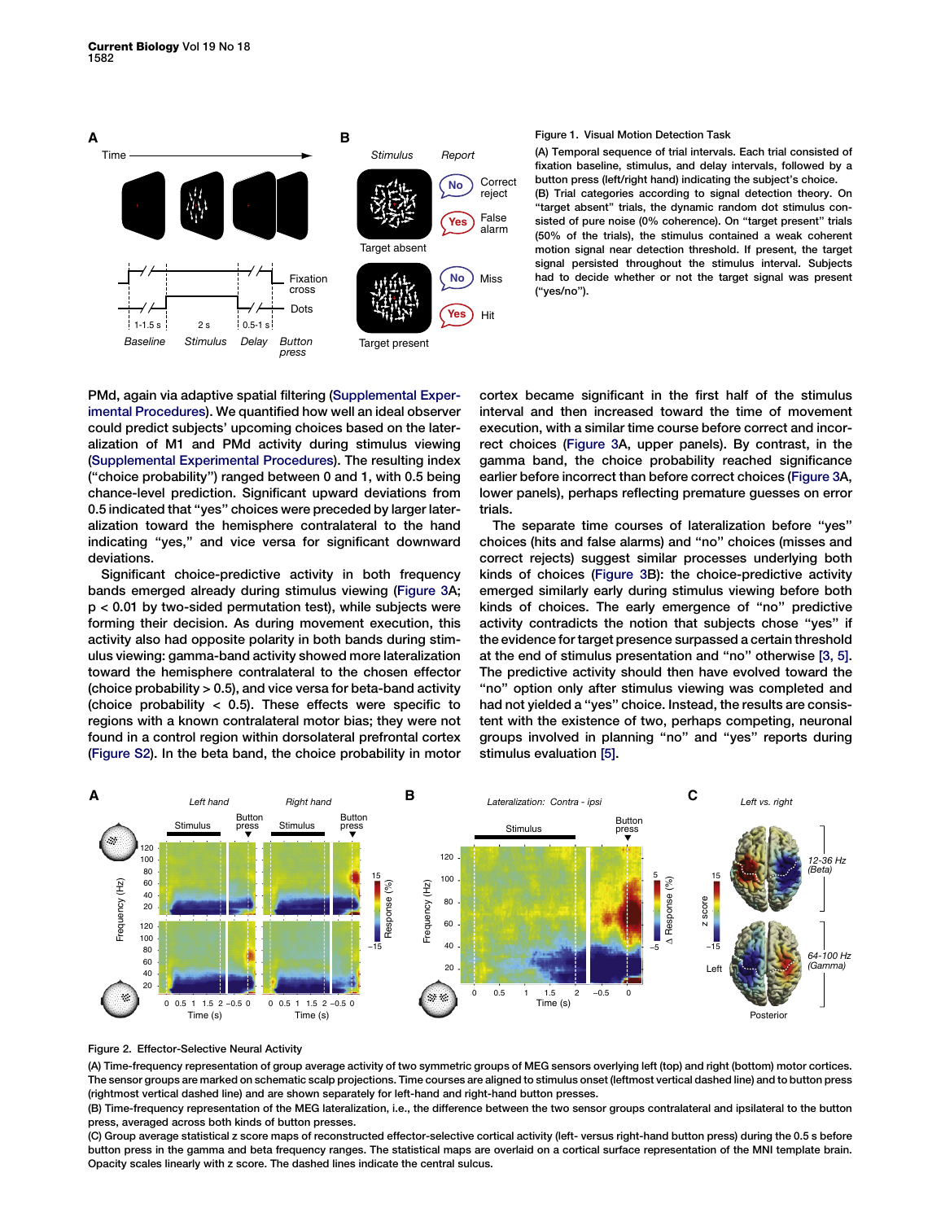Figure 1. Visual Motion Detection Task

(A) Temporal sequence of trial intervals. Each trial consisted of fixation baseline, stimulus, and delay intervals, followed by a button press (left/right hand) indicating the subject's choice.
(B) Trial categories according to signal detection theory. On "target absent" trials, the dynamic random dot stimulus consisted of pure noise (0% coherence). On "target present" trials (50% of the trials), the stimulus contained a weak coherent motion signal near detection threshold. If present, the target signal persisted throughout the stimulus interval. Subjects had to decide whether or not the target signal was present ("yes/no").

PMd, again via adaptive spatial filtering (Supplemental Experimental Procedures). We quantified how well an ideal observer could predict subjects' upcoming choices based on the lateralization of M1 and PMd activity during stimulus viewing (Supplemental Experimental Procedures). The resulting index ("choice probability") ranged between 0 and 1, with 0.5 being chance-level prediction. Significant upward deviations from 0.5 indicated that "yes" choices were preceded by larger lateralization toward the hemisphere contralateral to the hand indicating "yes," and vice versa for significant downward deviations.

Significant choice-predictive activity in both frequency bands emerged already during stimulus viewing (Figure 3A; $p < 0.01$ by two-sided permutation test), while subjects were forming their decision. As during movement execution, this activity also had opposite polarity in both bands during stimulus viewing: gamma-band activity showed more lateralization toward the hemisphere contralateral to the chosen effector (choice probability > 0.5), and vice versa for beta-band activity (choice probability < 0.5). These effects were specific to regions with a known contralateral motor bias; they were not found in a control region within dorsolateral prefrontal cortex (Figure S2). In the beta band, the choice probability in motor cortex became significant in the first half of the stimulus interval and then increased toward the time of movement execution, with a similar time course before correct and incorrect choices (Figure 3A, upper panels). By contrast, in the gamma band, the choice probability reached significance earlier before incorrect than before correct choices (Figure 3A, lower panels), perhaps reflecting premature guesses on error trials.

The separate time courses of lateralization before "yes" choices (hits and false alarms) and "no" choices (misses and correct rejects) suggest similar processes underlying both kinds of choices (Figure 3B): the choice-predictive activity emerged similarly early during stimulus viewing before both kinds of choices. The early emergence of "no" predictive activity contradicts the notion that subjects chose "yes" if the evidence for target presence surpassed a certain threshold at the end of stimulus presentation and "no" otherwise [3, 5]. The predictive activity should then have evolved toward the "no" option only after stimulus viewing was completed and had not yielded a "yes" choice. Instead, the results are consistent with the existence of two, perhaps competing, neuronal groups involved in planning "no" and "yes" reports during stimulus evaluation [5].

Figure 2. Effector-Selective Neural Activity

(A) Time-frequency representation of group average activity of two symmetric groups of MEG sensors overlying left (top) and right (bottom) motor cortices. The sensor groups are marked on schematic scalp projections. Time courses are aligned to stimulus onset (leftmost vertical dashed line) and to button press (rightmost vertical dashed line) and are shown separately for left-hand and right-hand button presses.
(B) Time-frequency representation of the MEG lateralization, i.e., the difference between the two sensor groups contralateral and ipsilateral to the button press, averaged across both kinds of button presses.
(C) Group average statistical z score maps of reconstructed effector-selective cortical activity (left- versus right-hand button press) during the 0.5 s before button press in the gamma and beta frequency ranges. The statistical maps are overlaid on a cortical surface representation of the MNI template brain. Opacity scales linearly with z score. The dashed lines indicate the central sulcus.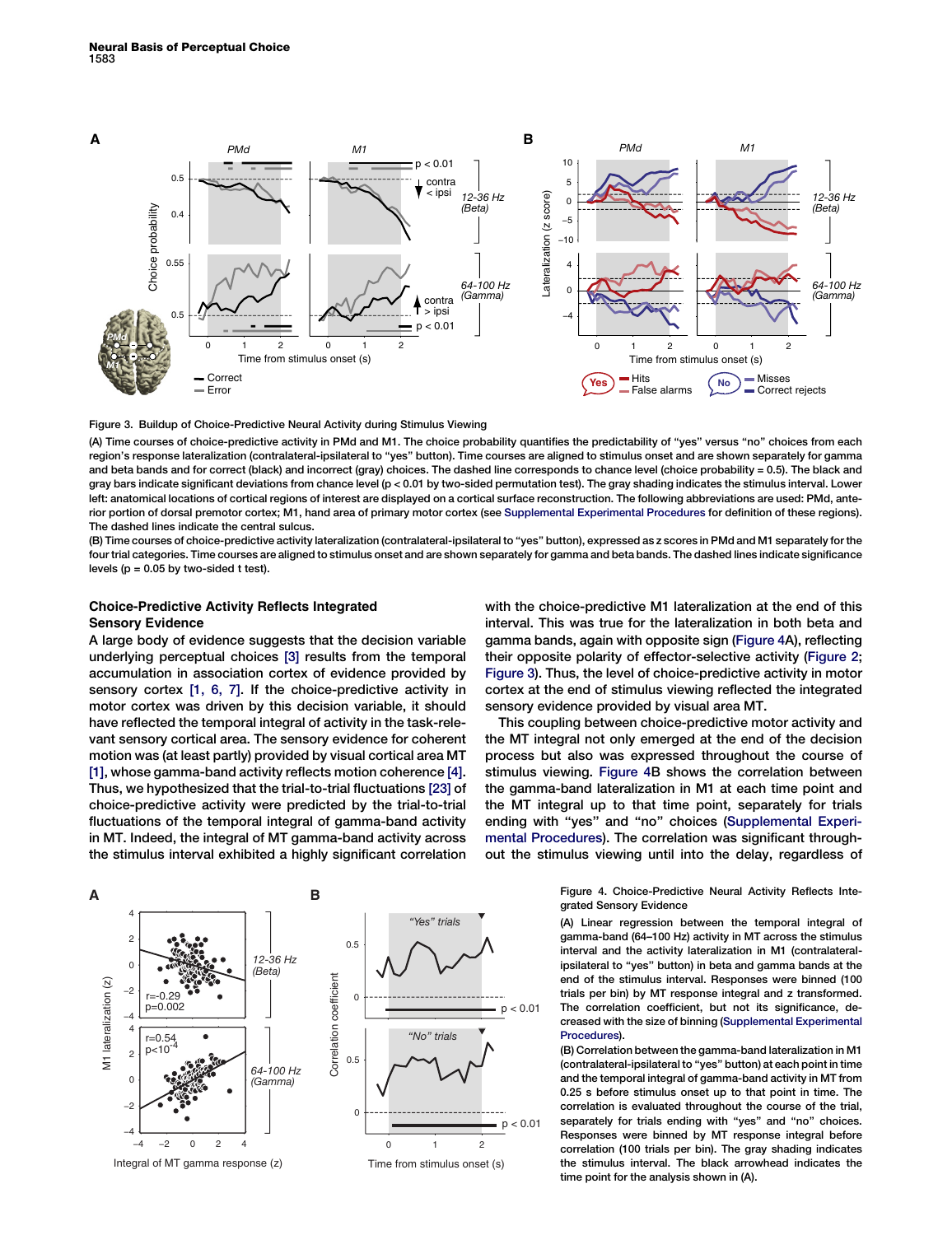Figure 3. Buildup of Choice-Predictive Neural Activity during Stimulus Viewing

(A) Time courses of choice-predictive activity in PMd and M1. The choice probability quantifies the predictability of "yes" versus "no" choices from each region's response lateralization (contralateral-ipsilateral to "yes" button). Time courses are aligned to stimulus onset and are shown separately for gamma and beta bands and for correct (black) and incorrect (gray) choices. The dashed line corresponds to chance level (choice probability = 0.5). The black and gray bars indicate significant deviations from chance level ($p < 0.01$ by two-sided permutation test). The gray shading indicates the stimulus interval. Lower left: anatomical locations of cortical regions of interest are displayed on a cortical surface reconstruction. The following abbreviations are used: PMd, anterior portion of dorsal premotor cortex; M1, hand area of primary motor cortex (see Supplemental Experimental Procedures for definition of these regions). The dashed lines indicate the central sulcus.

(B) Time courses of choice-predictive activity lateralization (contralateral-ipsilateral to "yes" button), expressed as z scores in PMd and M1 separately for the four trial categories. Time courses are aligned to stimulus onset and are shown separately for gamma and beta bands. The dashed lines indicate significance levels ($p = 0.05$ by two-sided t test).

## Choice-Predictive Activity Reflects Integrated Sensory Evidence

A large body of evidence suggests that the decision variable underlying perceptual choices [3] results from the temporal accumulation in association cortex of evidence provided by sensory cortex [1, 6, 7]. If the choice-predictive activity in motor cortex was driven by this decision variable, it should have reflected the temporal integral of activity in the task-relevant sensory cortical area. The sensory evidence for coherent motion was (at least partly) provided by visual cortical area MT [1], whose gamma-band activity reflects motion coherence [4]. Thus, we hypothesized that the trial-to-trial fluctuations [23] of choice-predictive activity were predicted by the trial-to-trial fluctuations of the temporal integral of gamma-band activity in MT. Indeed, the integral of MT gamma-band activity across the stimulus interval exhibited a highly significant correlation with the choice-predictive M1 lateralization at the end of this interval. This was true for the lateralization in both beta and gamma bands, again with opposite sign (Figure 4A), reflecting their opposite polarity of effector-selective activity (Figure 2; Figure 3). Thus, the level of choice-predictive activity in motor cortex at the end of stimulus viewing reflected the integrated sensory evidence provided by visual area MT.

This coupling between choice-predictive motor activity and the MT integral not only emerged at the end of the decision process but also was expressed throughout the course of stimulus viewing. Figure 4B shows the correlation between the gamma-band lateralization in M1 at each time point and the MT integral up to that time point, separately for trials ending with "yes" and "no" choices (Supplemental Experimental Procedures). The correlation was significant throughout the stimulus viewing until into the delay, regardless of

Figure 4. Choice-Predictive Neural Activity Reflects Integrated Sensory Evidence

(A) Linear regression between the temporal integral of gamma-band (64–100 Hz) activity in MT across the stimulus interval and the activity lateralization in M1 (contralateral-ipsilateral to "yes" button) in beta and gamma bands at the end of the stimulus interval. Responses were binned (100 trials per bin) by MT response integral and z transformed. The correlation coefficient, but not its significance, decreased with the size of binning (Supplemental Experimental Procedures).

(B) Correlation between the gamma-band lateralization in M1 (contralateral-ipsilateral to "yes" button) at each point in time and the temporal integral of gamma-band activity in MT from 0.25 s before stimulus onset up to that point in time. The correlation is evaluated throughout the course of the trial, separately for trials ending with "yes" and "no" choices. Responses were binned by MT response integral before correlation (100 trials per bin). The gray shading indicates the stimulus interval. The black arrowhead indicates the time point for the analysis shown in (A).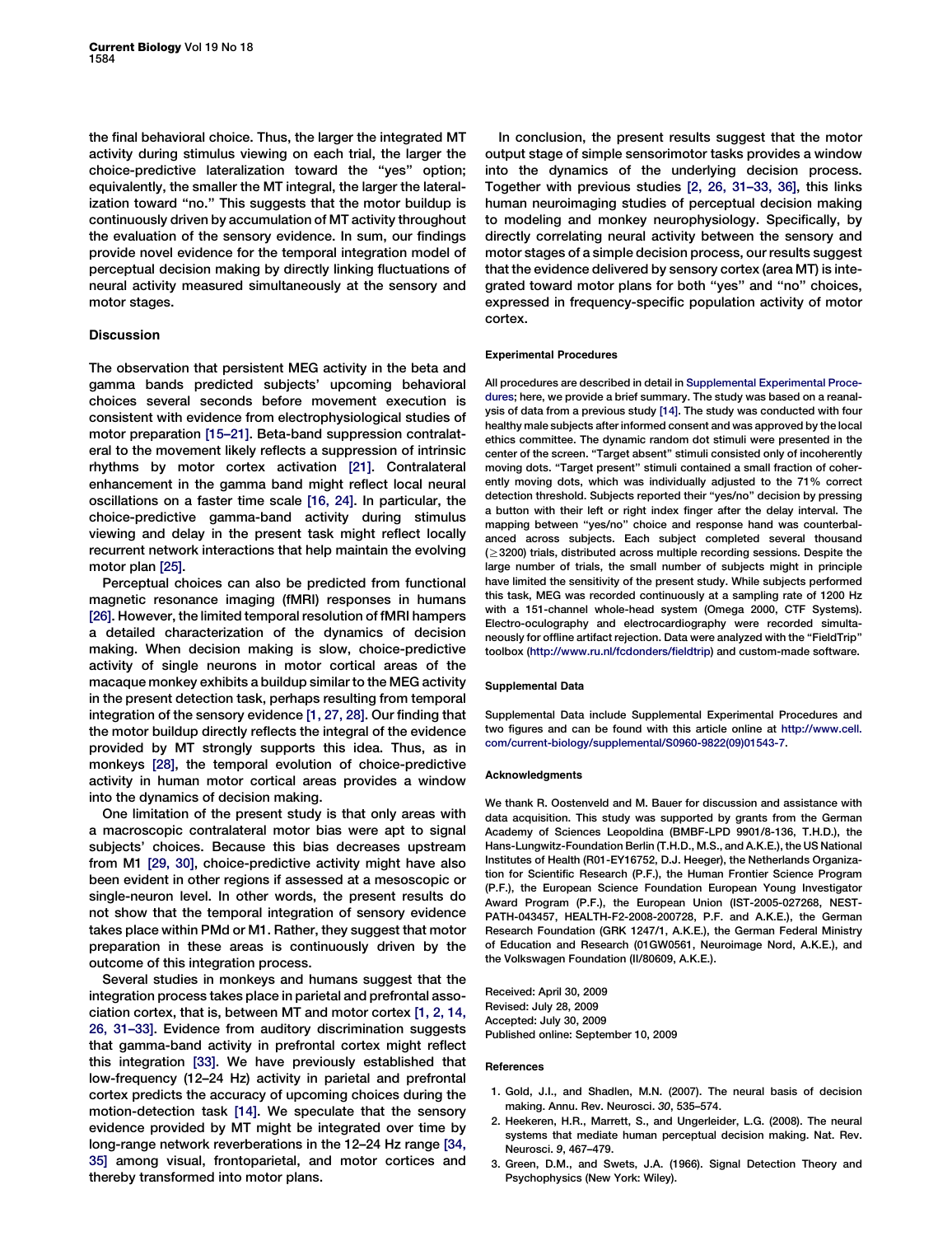the final behavioral choice. Thus, the larger the integrated MT activity during stimulus viewing on each trial, the larger the choice-predictive lateralization toward the "yes" option; equivalently, the smaller the MT integral, the larger the lateralization toward "no." This suggests that the motor buildup is continuously driven by accumulation of MT activity throughout the evaluation of the sensory evidence. In sum, our findings provide novel evidence for the temporal integration model of perceptual decision making by directly linking fluctuations of neural activity measured simultaneously at the sensory and motor stages.

## Discussion

The observation that persistent MEG activity in the beta and gamma bands predicted subjects' upcoming behavioral choices several seconds before movement execution is consistent with evidence from electrophysiological studies of motor preparation [15–21]. Beta-band suppression contralateral to the movement likely reflects a suppression of intrinsic rhythms by motor cortex activation [21]. Contralateral enhancement in the gamma band might reflect local neural oscillations on a faster time scale [16, 24]. In particular, the choice-predictive gamma-band activity during stimulus viewing and delay in the present task might reflect locally recurrent network interactions that help maintain the evolving motor plan [25].

Perceptual choices can also be predicted from functional magnetic resonance imaging (fMRI) responses in humans [26]. However, the limited temporal resolution of fMRI hampers a detailed characterization of the dynamics of decision making. When decision making is slow, choice-predictive activity of single neurons in motor cortical areas of the macaque monkey exhibits a buildup similar to the MEG activity in the present detection task, perhaps resulting from temporal integration of the sensory evidence [1, 27, 28]. Our finding that the motor buildup directly reflects the integral of the evidence provided by MT strongly supports this idea. Thus, as in monkeys [28], the temporal evolution of choice-predictive activity in human motor cortical areas provides a window into the dynamics of decision making.

One limitation of the present study is that only areas with a macroscopic contralateral motor bias were apt to signal subjects' choices. Because this bias decreases upstream from M1 [29, 30], choice-predictive activity might have also been evident in other regions if assessed at a mesoscopic or single-neuron level. In other words, the present results do not show that the temporal integration of sensory evidence takes place within PMd or M1. Rather, they suggest that motor preparation in these areas is continuously driven by the outcome of this integration process.

Several studies in monkeys and humans suggest that the integration process takes place in parietal and prefrontal association cortex, that is, between MT and motor cortex [1, 2, 14, 26, 31–33]. Evidence from auditory discrimination suggests that gamma-band activity in prefrontal cortex might reflect this integration [33]. We have previously established that low-frequency (12–24 Hz) activity in parietal and prefrontal cortex predicts the accuracy of upcoming choices during the motion-detection task [14]. We speculate that the sensory evidence provided by MT might be integrated over time by long-range network reverberations in the 12–24 Hz range [34, 35] among visual, frontoparietal, and motor cortices and thereby transformed into motor plans.

In conclusion, the present results suggest that the motor output stage of simple sensorimotor tasks provides a window into the dynamics of the underlying decision process. Together with previous studies [2, 26, 31–33, 36], this links human neuroimaging studies of perceptual decision making to modeling and monkey neurophysiology. Specifically, by directly correlating neural activity between the sensory and motor stages of a simple decision process, our results suggest that the evidence delivered by sensory cortex (area MT) is integrated toward motor plans for both "yes" and "no" choices, expressed in frequency-specific population activity of motor cortex.

### Experimental Procedures

All procedures are described in detail in Supplemental Experimental Procedures; here, we provide a brief summary. The study was based on a reanalysis of data from a previous study [14]. The study was conducted with four healthy male subjects after informed consent and was approved by the local ethics committee. The dynamic random dot stimuli were presented in the center of the screen. "Target absent" stimuli consisted only of incoherently moving dots. "Target present" stimuli contained a small fraction of coherently moving dots, which was individually adjusted to the 71% correct detection threshold. Subjects reported their "yes/no" decision by pressing a button with their left or right index finger after the delay interval. The mapping between "yes/no" choice and response hand was counterbalanced across subjects. Each subject completed several thousand ($\geq$3200) trials, distributed across multiple recording sessions. Despite the large number of trials, the small number of subjects might in principle have limited the sensitivity of the present study. While subjects performed this task, MEG was recorded continuously at a sampling rate of 1200 Hz with a 151-channel whole-head system (Omega 2000, CTF Systems). Electro-oculography and electrocardiography were recorded simultaneously for offline artifact rejection. Data were analyzed with the "FieldTrip" toolbox (http://www.ru.nl/fcdonders/fieldtrip) and custom-made software.

### Supplemental Data

Supplemental Data include Supplemental Experimental Procedures and two figures and can be found with this article online at http://www.cell.com/current-biology/supplemental/S0960-9822(09)01543-7.

### Acknowledgments

We thank R. Oostenveld and M. Bauer for discussion and assistance with data acquisition. This study was supported by grants from the German Academy of Sciences Leopoldina (BMBF-LPD 9901/8-136, T.H.D.), the Hans-Lungwitz-Foundation Berlin (T.H.D., M.S., and A.K.E.), the US National Institutes of Health (R01-EY16752, D.J. Heeger), the Netherlands Organization for Scientific Research (P.F.), the Human Frontier Science Program (P.F.), the European Science Foundation European Young Investigator Award Program (P.F.), the European Union (IST-2005-027268, NEST-PATH-043457, HEALTH-F2-2008-200728, P.F. and A.K.E.), the German Research Foundation (GRK 1247/1, A.K.E.), the German Federal Ministry of Education and Research (01GW0561, Neuroimage Nord, A.K.E.), and the Volkswagen Foundation (II/80609, A.K.E.).

Received: April 30, 2009
Revised: July 28, 2009
Accepted: July 30, 2009
Published online: September 10, 2009

### References

1. Gold, J.I., and Shadlen, M.N. (2007). The neural basis of decision making. Annu. Rev. Neurosci. *30*, 535–574.
2. Heekeren, H.R., Marrett, S., and Ungerleider, L.G. (2008). The neural systems that mediate human perceptual decision making. Nat. Rev. Neurosci. *9*, 467–479.
3. Green, D.M., and Swets, J.A. (1966). Signal Detection Theory and Psychophysics (New York: Wiley).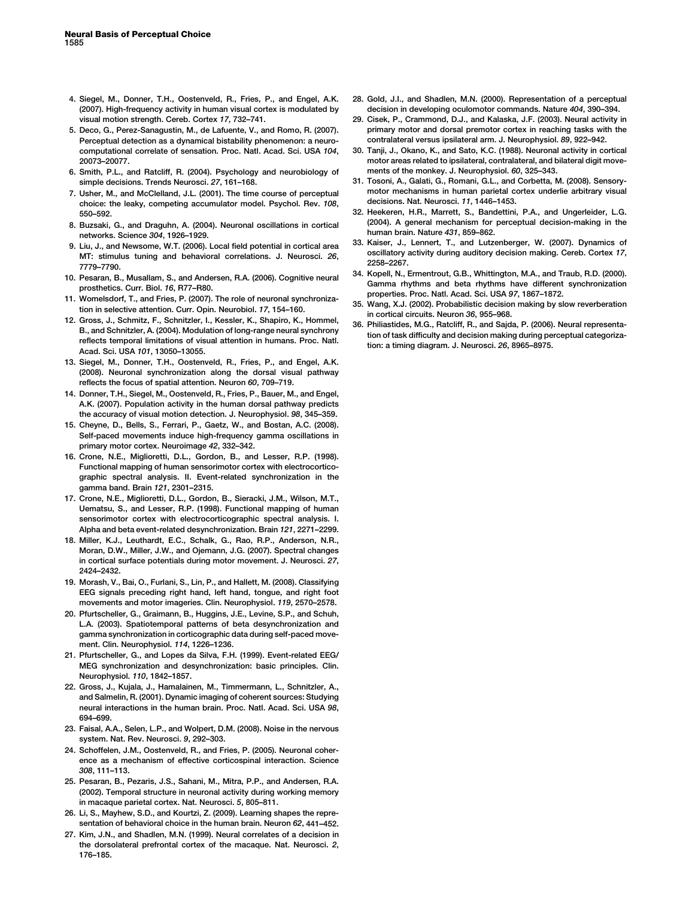4. Siegel, M., Donner, T.H., Oostenveld, R., Fries, P., and Engel, A.K. (2007). High-frequency activity in human visual cortex is modulated by visual motion strength. Cereb. Cortex *17*, 732–741.
5. Deco, G., Perez-Sanagustin, M., de Lafuente, V., and Romo, R. (2007). Perceptual detection as a dynamical bistability phenomenon: a neurocomputational correlate of sensation. Proc. Natl. Acad. Sci. USA *104*, 20073–20077.
6. Smith, P.L., and Ratcliff, R. (2004). Psychology and neurobiology of simple decisions. Trends Neurosci. *27*, 161–168.
7. Usher, M., and McClelland, J.L. (2001). The time course of perceptual choice: the leaky, competing accumulator model. Psychol. Rev. *108*, 550–592.
8. Buzsaki, G., and Draguhn, A. (2004). Neuronal oscillations in cortical networks. Science *304*, 1926–1929.
9. Liu, J., and Newsome, W.T. (2006). Local field potential in cortical area MT: stimulus tuning and behavioral correlations. J. Neurosci. *26*, 7779–7790.
10. Pesaran, B., Musallam, S., and Andersen, R.A. (2006). Cognitive neural prosthetics. Curr. Biol. *16*, R77–R80.
11. Womelsdorf, T., and Fries, P. (2007). The role of neuronal synchronization in selective attention. Curr. Opin. Neurobiol. *17*, 154–160.
12. Gross, J., Schmitz, F., Schnitzler, I., Kessler, K., Shapiro, K., Hommel, B., and Schnitzler, A. (2004). Modulation of long-range neural synchrony reflects temporal limitations of visual attention in humans. Proc. Natl. Acad. Sci. USA *101*, 13050–13055.
13. Siegel, M., Donner, T.H., Oostenveld, R., Fries, P., and Engel, A.K. (2008). Neuronal synchronization along the dorsal visual pathway reflects the focus of spatial attention. Neuron *60*, 709–719.
14. Donner, T.H., Siegel, M., Oostenveld, R., Fries, P., Bauer, M., and Engel, A.K. (2007). Population activity in the human dorsal pathway predicts the accuracy of visual motion detection. J. Neurophysiol. *98*, 345–359.
15. Cheyne, D., Bells, S., Ferrari, P., Gaetz, W., and Bostan, A.C. (2008). Self-paced movements induce high-frequency gamma oscillations in primary motor cortex. Neuroimage *42*, 332–342.
16. Crone, N.E., Miglioretti, D.L., Gordon, B., and Lesser, R.P. (1998). Functional mapping of human sensorimotor cortex with electrocorticographic spectral analysis. II. Event-related synchronization in the gamma band. Brain *121*, 2301–2315.
17. Crone, N.E., Miglioretti, D.L., Gordon, B., Sieracki, J.M., Wilson, M.T., Uematsu, S., and Lesser, R.P. (1998). Functional mapping of human sensorimotor cortex with electrocorticographic spectral analysis. I. Alpha and beta event-related desynchronization. Brain *121*, 2271–2299.
18. Miller, K.J., Leuthardt, E.C., Schalk, G., Rao, R.P., Anderson, N.R., Moran, D.W., Miller, J.W., and Ojemann, J.G. (2007). Spectral changes in cortical surface potentials during motor movement. J. Neurosci. *27*, 2424–2432.
19. Morash, V., Bai, O., Furlani, S., Lin, P., and Hallett, M. (2008). Classifying EEG signals preceding right hand, left hand, tongue, and right foot movements and motor imageries. Clin. Neurophysiol. *119*, 2570–2578.
20. Pfurtscheller, G., Graimann, B., Huggins, J.E., Levine, S.P., and Schuh, L.A. (2003). Spatiotemporal patterns of beta desynchronization and gamma synchronization in corticographic data during self-paced movement. Clin. Neurophysiol. *114*, 1226–1236.
21. Pfurtscheller, G., and Lopes da Silva, F.H. (1999). Event-related EEG/MEG synchronization and desynchronization: basic principles. Clin. Neurophysiol. *110*, 1842–1857.
22. Gross, J., Kujala, J., Hamalainen, M., Timmermann, L., Schnitzler, A., and Salmelin, R. (2001). Dynamic imaging of coherent sources: Studying neural interactions in the human brain. Proc. Natl. Acad. Sci. USA *98*, 694–699.
23. Faisal, A.A., Selen, L.P., and Wolpert, D.M. (2008). Noise in the nervous system. Nat. Rev. Neurosci. *9*, 292–303.
24. Schoffelen, J.M., Oostenveld, R., and Fries, P. (2005). Neuronal coherence as a mechanism of effective corticospinal interaction. Science *308*, 111–113.
25. Pesaran, B., Pezaris, J.S., Sahani, M., Mitra, P.P., and Andersen, R.A. (2002). Temporal structure in neuronal activity during working memory in macaque parietal cortex. Nat. Neurosci. *5*, 805–811.
26. Li, S., Mayhew, S.D., and Kourtzi, Z. (2009). Learning shapes the representation of behavioral choice in the human brain. Neuron *62*, 441–452.
27. Kim, J.N., and Shadlen, M.N. (1999). Neural correlates of a decision in the dorsolateral prefrontal cortex of the macaque. Nat. Neurosci. *2*, 176–185.
28. Gold, J.I., and Shadlen, M.N. (2000). Representation of a perceptual decision in developing oculomotor commands. Nature *404*, 390–394.
29. Cisek, P., Crammond, D.J., and Kalaska, J.F. (2003). Neural activity in primary motor and dorsal premotor cortex in reaching tasks with the contralateral versus ipsilateral arm. J. Neurophysiol. *89*, 922–942.
30. Tanji, J., Okano, K., and Sato, K.C. (1988). Neuronal activity in cortical motor areas related to ipsilateral, contralateral, and bilateral digit movements of the monkey. J. Neurophysiol. *60*, 325–343.
31. Tosoni, A., Galati, G., Romani, G.L., and Corbetta, M. (2008). Sensory-motor mechanisms in human parietal cortex underlie arbitrary visual decisions. Nat. Neurosci. *11*, 1446–1453.
32. Heekeren, H.R., Marrett, S., Bandettini, P.A., and Ungerleider, L.G. (2004). A general mechanism for perceptual decision-making in the human brain. Nature *431*, 859–862.
33. Kaiser, J., Lennert, T., and Lutzenberger, W. (2007). Dynamics of oscillatory activity during auditory decision making. Cereb. Cortex *17*, 2258–2267.
34. Kopell, N., Ermentrout, G.B., Whittington, M.A., and Traub, R.D. (2000). Gamma rhythms and beta rhythms have different synchronization properties. Proc. Natl. Acad. Sci. USA *97*, 1867–1872.
35. Wang, X.J. (2002). Probabilistic decision making by slow reverberation in cortical circuits. Neuron *36*, 955–968.
36. Philiastides, M.G., Ratcliff, R., and Sajda, P. (2006). Neural representation of task difficulty and decision making during perceptual categorization: a timing diagram. J. Neurosci. *26*, 8965–8975.